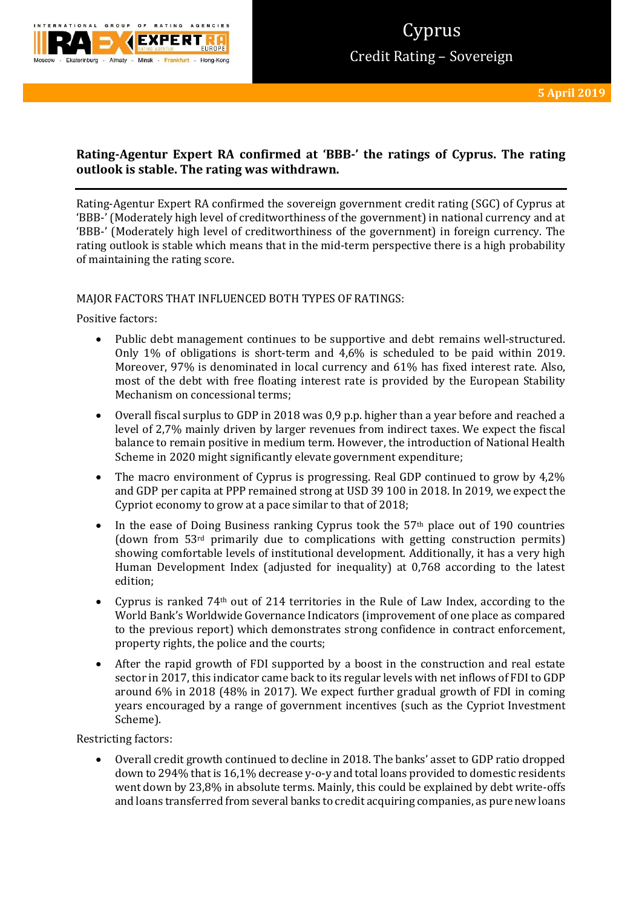# Cyprus

## Credit Rating – Sovereign

**5 April 2019**

**Rating-Agentur Expert RA confirmed at 'BBB-' the ratings of Cyprus. The rating outlook is stable. The rating was withdrawn.**

Rating-Agentur Expert RA confirmed the sovereign government credit rating (SGC) of Cyprus at 'BBB-' (Moderately high level of creditworthiness of the government) in national currency and at 'BBB-' (Moderately high level of creditworthiness of the government) in foreign currency. The rating outlook is stable which means that in the mid-term perspective there is a high probability of maintaining the rating score.

MAJOR FACTORS THAT INFLUENCED BOTH TYPES OF RATINGS:

Positive factors:

- Public debt management continues to be supportive and debt remains well-structured. Only 1% of obligations is short-term and 4,6% is scheduled to be paid within 2019. Moreover, 97% is denominated in local currency and 61% has fixed interest rate. Also, most of the debt with free floating interest rate is provided by the European Stability Mechanism on concessional terms;
- Overall fiscal surplus to GDP in 2018 was 0,9 p.p. higher than a year before and reached a level of 2,7% mainly driven by larger revenues from indirect taxes. We expect the fiscal balance to remain positive in medium term. However, the introduction of National Health Scheme in 2020 might significantly elevate government expenditure;
- The macro environment of Cyprus is progressing. Real GDP continued to grow by 4,2% and GDP per capita at PPP remained strong at USD 39 100 in 2018. In 2019, we expect the Cypriot economy to grow at a pace similar to that of 2018;
- In the ease of Doing Business ranking Cyprus took the 57th place out of 190 countries (down from 53rd primarily due to complications with getting construction permits) showing comfortable levels of institutional development. Additionally, it has a very high Human Development Index (adjusted for inequality) at 0,768 according to the latest edition;
- Cyprus is ranked 74th out of 214 territories in the Rule of Law Index, according to the World Bank's Worldwide Governance Indicators (improvement of one place as compared to the previous report) which demonstrates strong confidence in contract enforcement, property rights, the police and the courts;
- After the rapid growth of FDI supported by a boost in the construction and real estate sector in 2017, this indicator came back to its regular levels with net inflows of FDI to GDP around 6% in 2018 (48% in 2017). We expect further gradual growth of FDI in coming years encouraged by a range of government incentives (such as the Cypriot Investment Scheme).

Restricting factors:

- Overall credit growth continued to decline in 2018. The banks' asset to GDP ratio dropped down to 294% that is 16,1% decrease y-o-y and total loans provided to domestic residents went down by 23,8% in absolute terms. Mainly, this could be explained by debt write-offs and loans transferred from several banks to credit acquiring companies, as pure new loans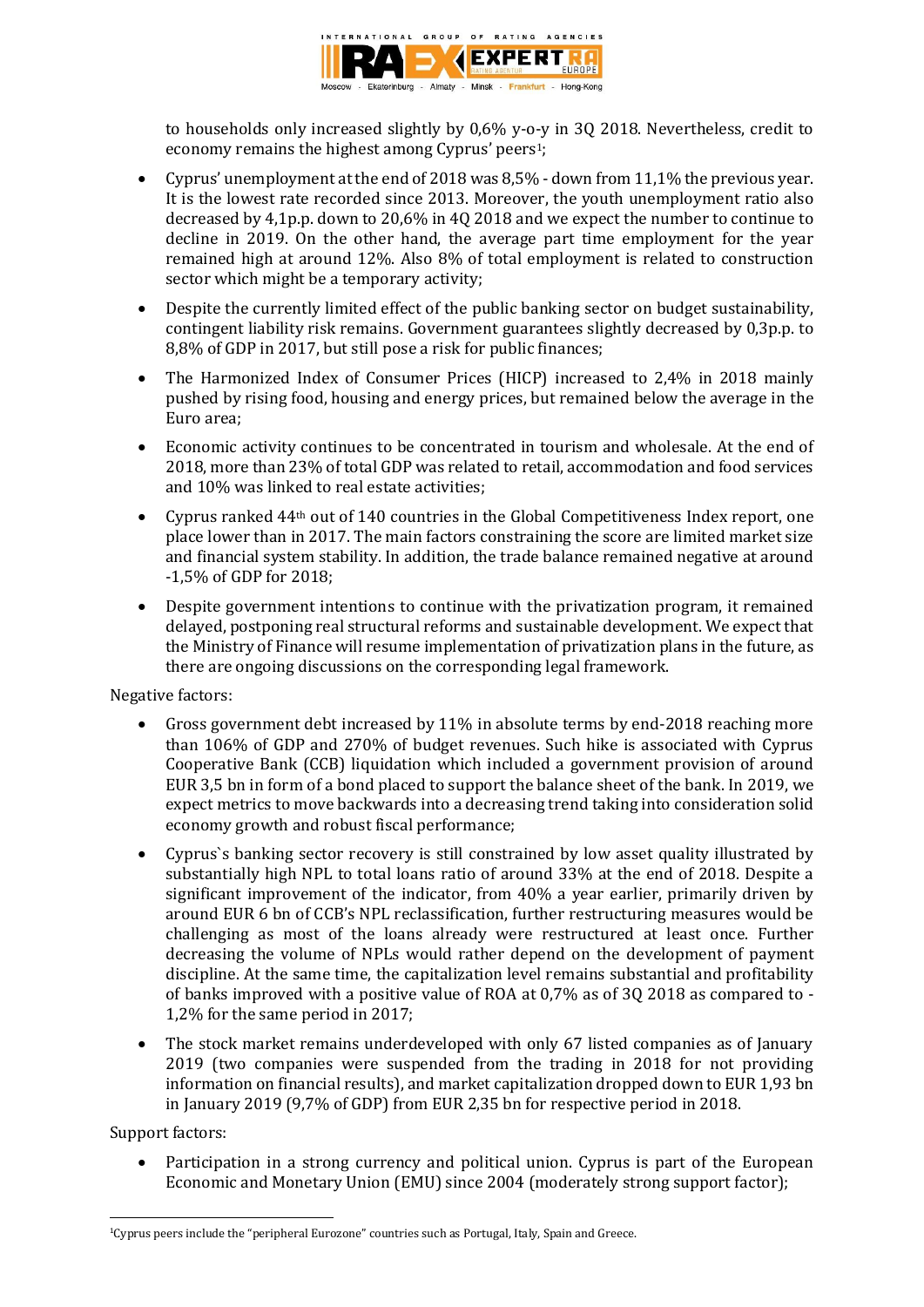to households only increased slightly by 0,6% y-o-y in 3Q 2018. Nevertheless, credit to economy remains the highest among Cyprus' peers[1];

- Cyprus' unemployment at the end of 2018 was 8,5% - down from 11,1% the previous year. It is the lowest rate recorded since 2013. Moreover, the youth unemployment ratio also decreased by 4,1p.p. down to 20,6% in 4Q 2018 and we expect the number to continue to decline in 2019. On the other hand, the average part time employment for the year remained high at around 12%. Also 8% of total employment is related to construction sector which might be a temporary activity;
- Despite the currently limited effect of the public banking sector on budget sustainability, contingent liability risk remains. Government guarantees slightly decreased by 0,3p.p. to 8,8% of GDP in 2017, but still pose a risk for public finances;
- The Harmonized Index of Consumer Prices (HICP) increased to 2,4% in 2018 mainly pushed by rising food, housing and energy prices, but remained below the average in the Euro area;
- Economic activity continues to be concentrated in tourism and wholesale. At the end of 2018, more than 23% of total GDP was related to retail, accommodation and food services and 10% was linked to real estate activities;
- Cyprus ranked 44th out of 140 countries in the Global Competitiveness Index report, one place lower than in 2017. The main factors constraining the score are limited market size and financial system stability. In addition, the trade balance remained negative at around -1,5% of GDP for 2018;
- Despite government intentions to continue with the privatization program, it remained delayed, postponing real structural reforms and sustainable development. We expect that the Ministry of Finance will resume implementation of privatization plans in the future, as there are ongoing discussions on the corresponding legal framework.

Negative factors:

- Gross government debt increased by 11% in absolute terms by end-2018 reaching more than 106% of GDP and 270% of budget revenues. Such hike is associated with Cyprus Cooperative Bank (CCB) liquidation which included a government provision of around EUR 3,5 bn in form of a bond placed to support the balance sheet of the bank. In 2019, we expect metrics to move backwards into a decreasing trend taking into consideration solid economy growth and robust fiscal performance;
- Cyprus`s banking sector recovery is still constrained by low asset quality illustrated by substantially high NPL to total loans ratio of around 33% at the end of 2018. Despite a significant improvement of the indicator, from 40% a year earlier, primarily driven by around EUR 6 bn of CCB's NPL reclassification, further restructuring measures would be challenging as most of the loans already were restructured at least once. Further decreasing the volume of NPLs would rather depend on the development of payment discipline. At the same time, the capitalization level remains substantial and profitability of banks improved with a positive value of ROA at 0,7% as of 3Q 2018 as compared to -1,2% for the same period in 2017;
- The stock market remains underdeveloped with only 67 listed companies as of January 2019 (two companies were suspended from the trading in 2018 for not providing information on financial results), and market capitalization dropped down to EUR 1,93 bn in January 2019 (9,7% of GDP) from EUR 2,35 bn for respective period in 2018.

Support factors:

- Participation in a strong currency and political union. Cyprus is part of the European Economic and Monetary Union (EMU) since 2004 (moderately strong support factor);

[1] Cyprus peers include the "peripheral Eurozone" countries such as Portugal, Italy, Spain and Greece.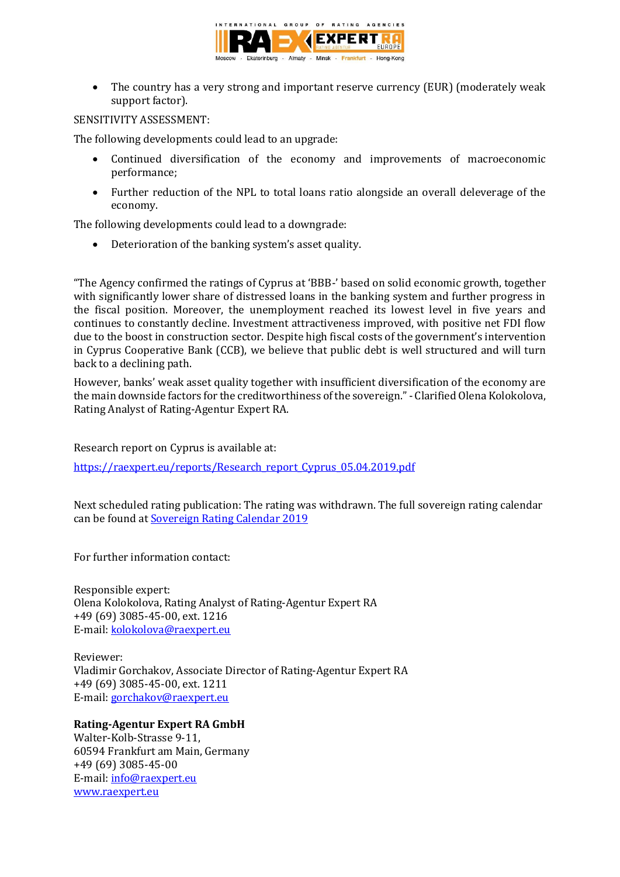- The country has a very strong and important reserve currency (EUR) (moderately weak support factor).

SENSITIVITY ASSESSMENT:

The following developments could lead to an upgrade:

- Continued diversification of the economy and improvements of macroeconomic performance;
- Further reduction of the NPL to total loans ratio alongside an overall deleverage of the economy.

The following developments could lead to a downgrade:

- Deterioration of the banking system's asset quality.

"The Agency confirmed the ratings of Cyprus at 'BBB-' based on solid economic growth, together with significantly lower share of distressed loans in the banking system and further progress in the fiscal position. Moreover, the unemployment reached its lowest level in five years and continues to constantly decline. Investment attractiveness improved, with positive net FDI flow due to the boost in construction sector. Despite high fiscal costs of the government's intervention in Cyprus Cooperative Bank (CCB), we believe that public debt is well structured and will turn back to a declining path.

However, banks' weak asset quality together with insufficient diversification of the economy are the main downside factors for the creditworthiness of the sovereign." - Clarified Olena Kolokolova, Rating Analyst of Rating-Agentur Expert RA.

Research report on Cyprus is available at:

[https://raexpert.eu/reports/Research_report_Cyprus_05.04.2019.pdf](https://raexpert.eu/reports/Research_report_Cyprus_05.04.2019.pdf)

Next scheduled rating publication: The rating was withdrawn. The full sovereign rating calendar can be found at [Sovereign Rating Calendar 2019]()

For further information contact:

Responsible expert:
Olena Kolokolova, Rating Analyst of Rating-Agentur Expert RA
+49 (69) 3085-45-00, ext. 1216
E-mail: [kolokolova@raexpert.eu](mailto:kolokolova@raexpert.eu)

Reviewer:
Vladimir Gorchakov, Associate Director of Rating-Agentur Expert RA
+49 (69) 3085-45-00, ext. 1211
E-mail: [gorchakov@raexpert.eu](mailto:gorchakov@raexpert.eu)

**Rating-Agentur Expert RA GmbH**
Walter-Kolb-Strasse 9-11,
60594 Frankfurt am Main, Germany
+49 (69) 3085-45-00
E-mail: [info@raexpert.eu](mailto:info@raexpert.eu)
[www.raexpert.eu](http://www.raexpert.eu)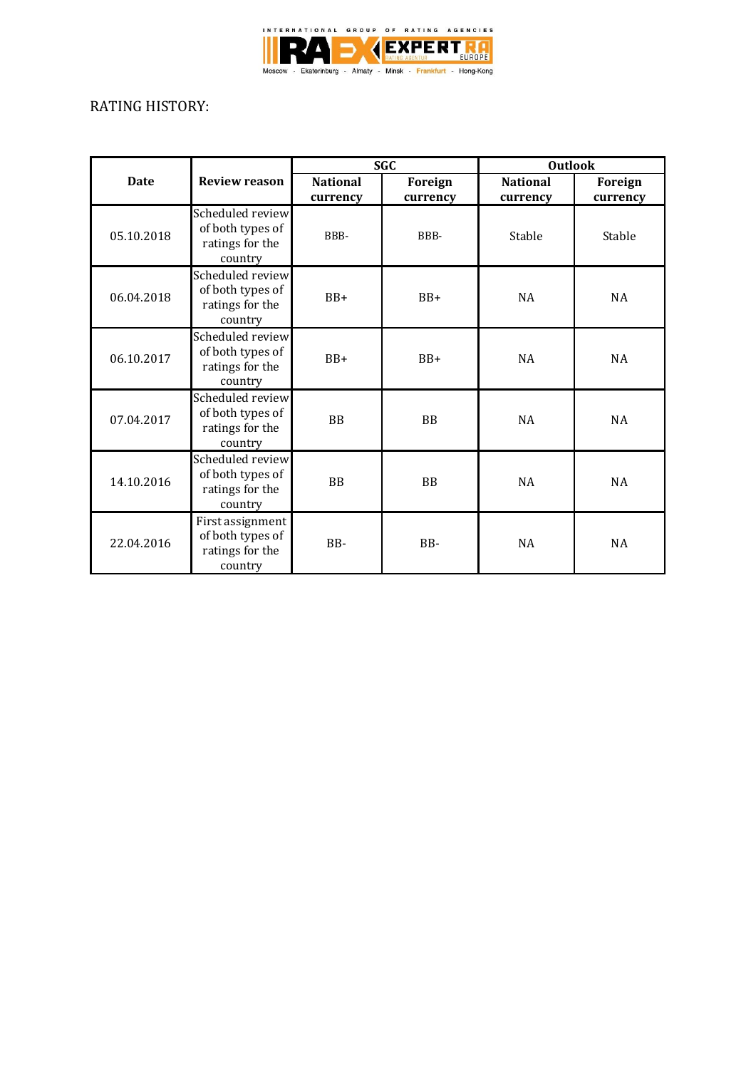RATING HISTORY:

| Date | Review reason | SGC | | Outlook | |
|---|---|---|---|---|---|
| | | **National currency** | **Foreign currency** | **National currency** | **Foreign currency** |
| 05.10.2018 | Scheduled review of both types of ratings for the country | BBB- | BBB- | Stable | Stable |
| 06.04.2018 | Scheduled review of both types of ratings for the country | BB+ | BB+ | NA | NA |
| 06.10.2017 | Scheduled review of both types of ratings for the country | BB+ | BB+ | NA | NA |
| 07.04.2017 | Scheduled review of both types of ratings for the country | BB | BB | NA | NA |
| 14.10.2016 | Scheduled review of both types of ratings for the country | BB | BB | NA | NA |
| 22.04.2016 | First assignment of both types of ratings for the country | BB- | BB- | NA | NA |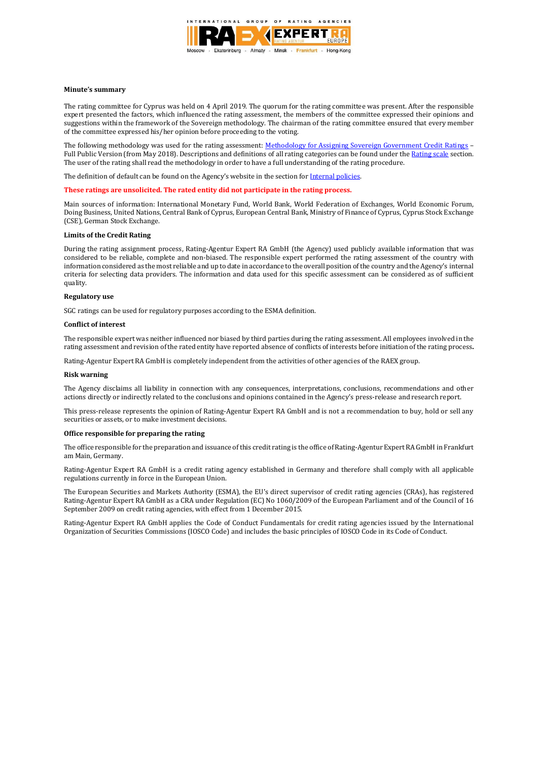**Minute's summary**

The rating committee for Cyprus was held on 4 April 2019. The quorum for the rating committee was present. After the responsible expert presented the factors, which influenced the rating assessment, the members of the committee expressed their opinions and suggestions within the framework of the Sovereign methodology. The chairman of the rating committee ensured that every member of the committee expressed his/her opinion before proceeding to the voting.

The following methodology was used for the rating assessment: Methodology for Assigning Sovereign Government Credit Ratings – Full Public Version (from May 2018). Descriptions and definitions of all rating categories can be found under the Rating scale section. The user of the rating shall read the methodology in order to have a full understanding of the rating procedure.

The definition of default can be found on the Agency's website in the section for Internal policies.

**These ratings are unsolicited. The rated entity did not participate in the rating process.**

Main sources of information: International Monetary Fund, World Bank, World Federation of Exchanges, World Economic Forum, Doing Business, United Nations, Central Bank of Cyprus, European Central Bank, Ministry of Finance of Cyprus, Cyprus Stock Exchange (CSE), German Stock Exchange.

**Limits of the Credit Rating**

During the rating assignment process, Rating-Agentur Expert RA GmbH (the Agency) used publicly available information that was considered to be reliable, complete and non-biased. The responsible expert performed the rating assessment of the country with information considered as the most reliable and up to date in accordance to the overall position of the country and the Agency's internal criteria for selecting data providers. The information and data used for this specific assessment can be considered as of sufficient quality.

**Regulatory use**

SGC ratings can be used for regulatory purposes according to the ESMA definition.

**Conflict of interest**

The responsible expert was neither influenced nor biased by third parties during the rating assessment. All employees involved in the rating assessment and revision of the rated entity have reported absence of conflicts of interests before initiation of the rating process.

Rating-Agentur Expert RA GmbH is completely independent from the activities of other agencies of the RAEX group.

**Risk warning**

The Agency disclaims all liability in connection with any consequences, interpretations, conclusions, recommendations and other actions directly or indirectly related to the conclusions and opinions contained in the Agency's press-release and research report.

This press-release represents the opinion of Rating-Agentur Expert RA GmbH and is not a recommendation to buy, hold or sell any securities or assets, or to make investment decisions.

**Office responsible for preparing the rating**

The office responsible for the preparation and issuance of this credit rating is the office of Rating-Agentur Expert RA GmbH in Frankfurt am Main, Germany.

Rating-Agentur Expert RA GmbH is a credit rating agency established in Germany and therefore shall comply with all applicable regulations currently in force in the European Union.

The European Securities and Markets Authority (ESMA), the EU's direct supervisor of credit rating agencies (CRAs), has registered Rating-Agentur Expert RA GmbH as a CRA under Regulation (EC) No 1060/2009 of the European Parliament and of the Council of 16 September 2009 on credit rating agencies, with effect from 1 December 2015.

Rating-Agentur Expert RA GmbH applies the Code of Conduct Fundamentals for credit rating agencies issued by the International Organization of Securities Commissions (IOSCO Code) and includes the basic principles of IOSCO Code in its Code of Conduct.